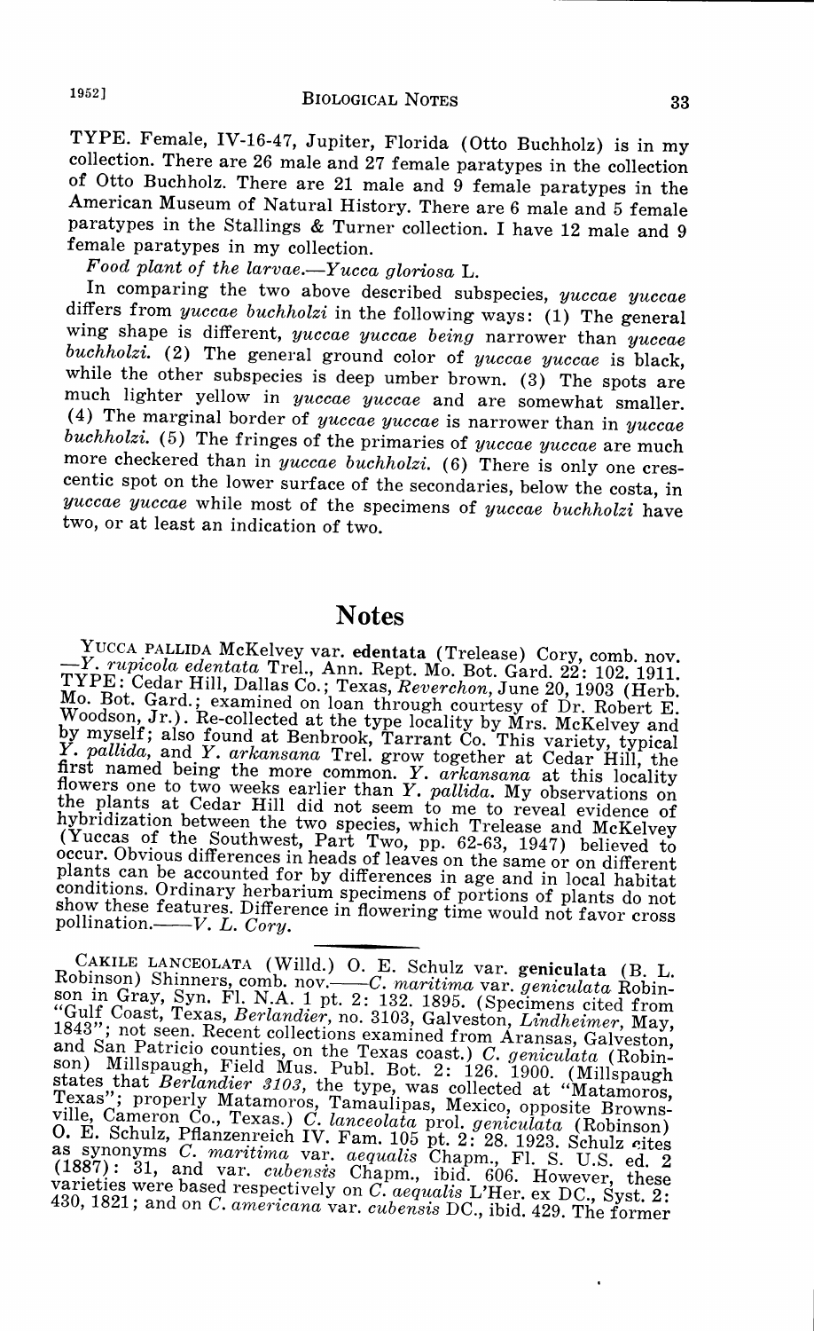TYPE. Female, IV-16-47, Jupiter, Florida (Otto Buchholz) is in my collection. There are 26 male and 27 female paratypes in the collection of Otto Buchholz. There are 21 male and 9 female paratypes in the American Museum of Natural History. There are 6 male and 5 female paratypes in the Stallings & Turner collection. I have 12 male and 9 female paratypes in my collection.

*Food plant of the larvae.*—*Yucca gloriosa* L.

In comparing the two above described subspecies, *yuccae yuccae* differs from *yuccae buchholzi* in the following ways: (1) The general wing shape is different, *yuccae yuccae being* narrower than *yuccae buchholzi.* (2) The general ground color of *yuccae yuccae* is black, while the other subspecies is deep umber brown. (3) The spots are much lighter yellow in *yuccae yuccae* and are somewhat smaller. (4) The marginal border of *yuccae yuccae* is narrower than in *yuccae buchholzi.* (5) The fringes of the primaries of *yuccae yuccae* are much more checkered than in *yuccae buchholzi.* (6) There is only one crescentic spot on the lower surface of the secondaries, below the costa, in *yuccae yuccae* while most of the specimens of *yuccae buchholzi* have two, or at least an indication of two.

## Notes

YUCCA PALLIDA McKelvey var. **edentata** (Trelease) Cory, comb. nov. —*Y. rupicola edentata* Trel., Ann. Rept. Mo. Bot. Gard. 22: 102. 1911. TYPE: Cedar Hill, Dallas Co.; Texas, *Reverchon*, June 20, 1903 (Herb. Mo. Bot. Gard.; examined on loan through courtesy of Dr. Robert E. Woodson, Jr.). Re-collected at the type locality by Mrs. McKelvey and by myself; also found at Benbrook, Tarrant Co. This variety, typical *Y. pallida*, and *Y. arkansana* Trel. grow together at Cedar Hill, the first named being the more common. *Y. arkansana* at this locality flowers one to two weeks earlier than *Y. pallida*. My observations on the plants at Cedar Hill did not seem to me to reveal evidence of hybridization between the two species, which Trelease and McKelvey (Yuccas of the Southwest, Part Two, pp. 62-63, 1947) believed to occur. Obvious differences in heads of leaves on the same or on different plants can be accounted for by differences in age and in local habitat conditions. Ordinary herbarium specimens of portions of plants do not show these features. Difference in flowering time would not favor cross pollination.——*V. L. Cory.*

---

CAKILE LANCEOLATA (Willd.) O. E. Schulz var. **geniculata** (B. L. Robinson) Shinners, comb. nov.——*C. maritima* var. *geniculata* Robinson in Gray, Syn. Fl. N.A. 1 pt. 2: 132. 1895. (Specimens cited from "Gulf Coast, Texas, *Berlandier*, no. 3103, Galveston, *Lindheimer*, May, 1843"; not seen. Recent collections examined from Aransas, Galveston, and San Patricio counties, on the Texas coast.) *C. geniculata* (Robinson) Millspaugh, Field Mus. Publ. Bot. 2: 126. 1900. (Millspaugh states that *Berlandier 3103*, the type, was collected at "Matamoros, Texas"; properly Matamoros, Tamaulipas, Mexico, opposite Brownsville, Cameron Co., Texas.) *C. lanceolata* prol. *geniculata* (Robinson) O. E. Schulz, Pflanzenreich IV. Fam. 105 pt. 2: 28. 1923. Schulz cites as synonyms *C. maritima* var. *aequalis* Chapm., Fl. S. U.S. ed. 2 (1887): 31, and var. *cubensis* Chapm., ibid. 606. However, these varieties were based respectively on *C. aequalis* L'Her. ex DC., Syst. 2: 430, 1821; and on *C. americana* var. *cubensis* DC., ibid. 429. The former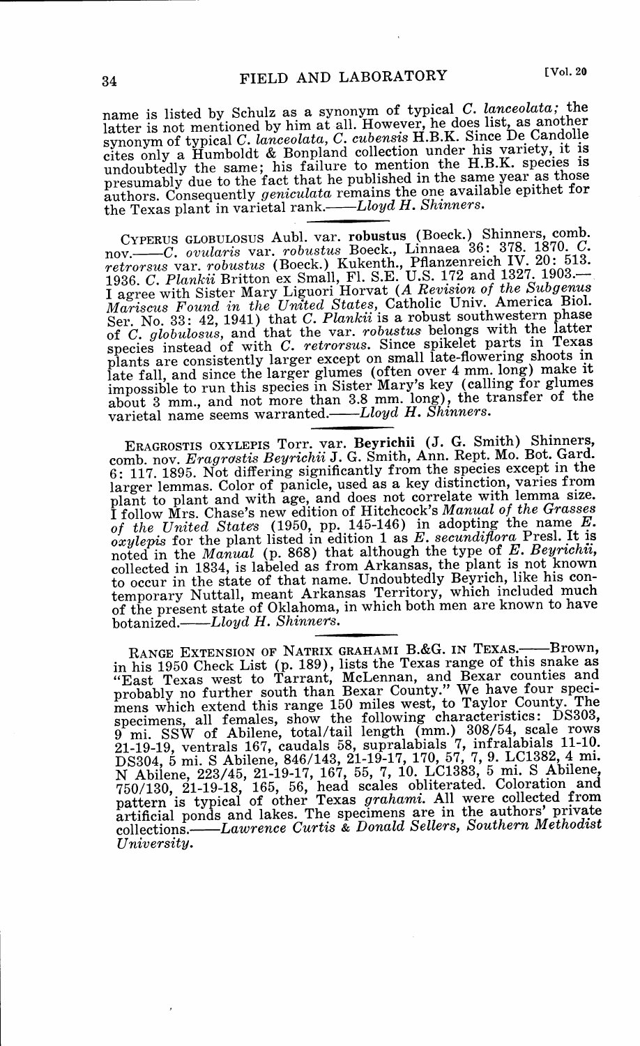name is listed by Schulz as a synonym of typical *C. lanceolata;* the latter is not mentioned by him at all. However, he does list, as another synonym of typical *C. lanceolata, C. cubensis* H.B.K. Since De Candolle cites only a Humboldt & Bonpland collection under his variety, it is undoubtedly the same; his failure to mention the H.B.K. species is presumably due to the fact that he published in the same year as those authors. Consequently *geniculata* remains the one available epithet for the Texas plant in varietal rank.——*Lloyd H. Shinners.*

---

CYPERUS GLOBULOSUS Aubl. var. **robustus** (Boeck.) Shinners, comb. nov.——*C. ovularis* var. *robustus* Boeck., Linnaea 36: 378. 1870. *C. retrorsus* var. *robustus* (Boeck.) Kukenth., Pflanzenreich IV. 20: 513. 1936. *C. Plankii* Britton ex Small, Fl. S.E. U.S. 172 and 1327. 1903.— I agree with Sister Mary Liguori Horvat (*A Revision of the Subgenus Mariscus Found in the United States,* Catholic Univ. America Biol. Ser. No. 33: 42, 1941) that *C. Plankii* is a robust southwestern phase of *C. globulosus,* and that the var. *robustus* belongs with the latter species instead of with *C. retrorsus.* Since spikelet parts in Texas plants are consistently larger except on small late-flowering shoots in late fall, and since the larger glumes (often over 4 mm. long) make it impossible to run this species in Sister Mary's key (calling for glumes about 3 mm., and not more than 3.8 mm. long), the transfer of the varietal name seems warranted.——*Lloyd H. Shinners.*

---

ERAGROSTIS OXYLEPIS Torr. var. **Beyrichii** (J. G. Smith) Shinners, comb. nov. *Eragrostis Beyrichii* J. G. Smith, Ann. Rept. Mo. Bot. Gard. 6: 117. 1895. Not differing significantly from the species except in the larger lemmas. Color of panicle, used as a key distinction, varies from plant to plant and with age, and does not correlate with lemma size. I follow Mrs. Chase's new edition of Hitchcock's *Manual of the Grasses of the United States* (1950, pp. 145-146) in adopting the name *E. oxylepis* for the plant listed in edition 1 as *E. secundiflora* Presl. It is noted in the *Manual* (p. 868) that although the type of *E. Beyrichii,* collected in 1834, is labeled as from Arkansas, the plant is not known to occur in the state of that name. Undoubtedly Beyrich, like his contemporary Nuttall, meant Arkansas Territory, which included much of the present state of Oklahoma, in which both men are known to have botanized.——*Lloyd H. Shinners.*

---

RANGE EXTENSION OF NATRIX GRAHAMI B.&G. IN TEXAS.——Brown, in his 1950 Check List (p. 189), lists the Texas range of this snake as "East Texas west to Tarrant, McLennan, and Bexar counties and probably no further south than Bexar County." We have four specimens which extend this range 150 miles west, to Taylor County. The specimens, all females, show the following characteristics: DS303, 9 mi. SSW of Abilene, total/tail length (mm.) 308/54, scale rows 21-19-19, ventrals 167, caudals 58, supralabials 7, infralabials 11-10. DS304, 5 mi. S Abilene, 846/143, 21-19-17, 170, 57, 7, 9. LC1382, 4 mi. N Abilene, 223/45, 21-19-17, 167, 55, 7, 10. LC1383, 5 mi. S Abilene, 750/130, 21-19-18, 165, 56, head scales obliterated. Coloration and pattern is typical of other Texas *grahami.* All were collected from artificial ponds and lakes. The specimens are in the authors' private collections.——*Lawrence Curtis & Donald Sellers, Southern Methodist University.*